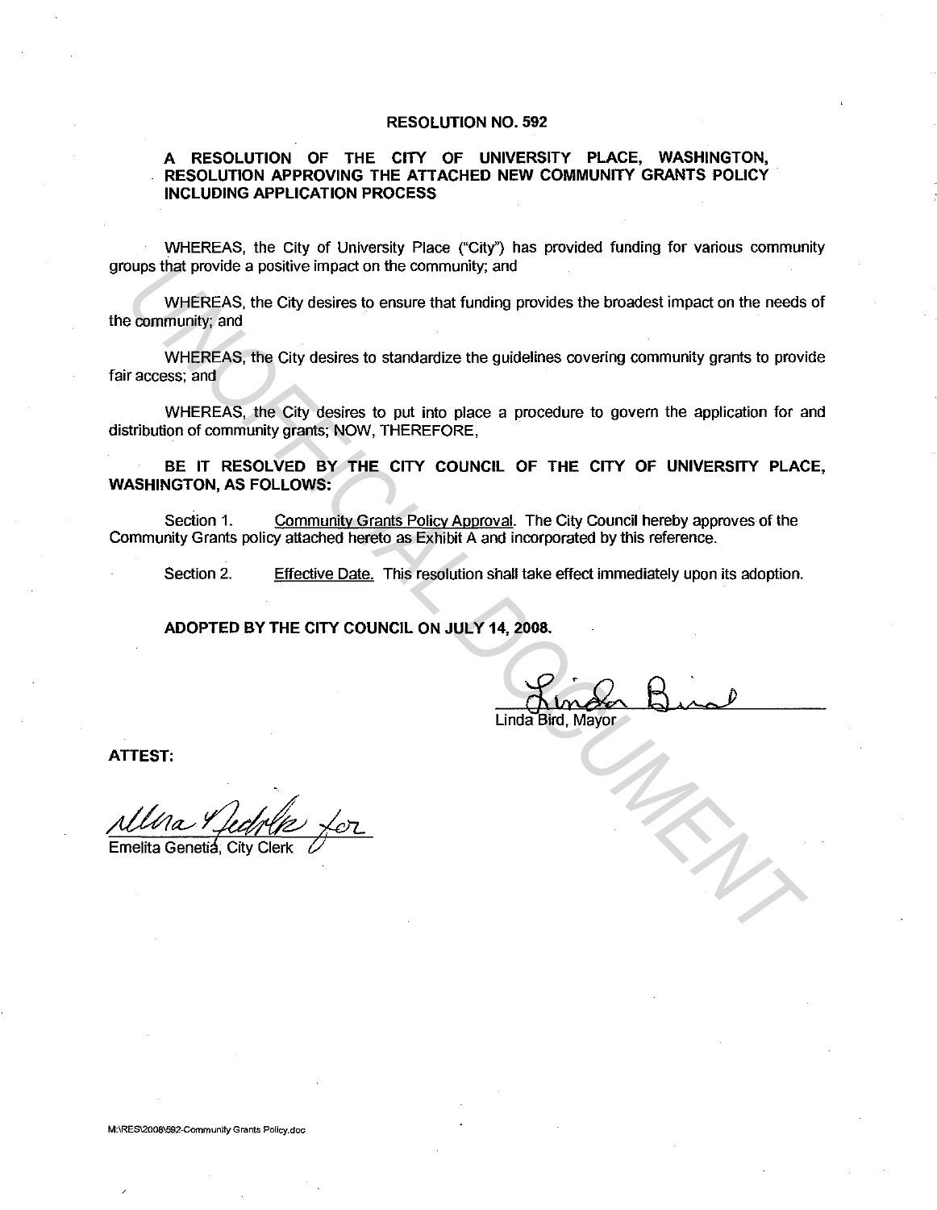# RESOLUTION NO. 592

## A RESOLUTION OF THE CITY OF UNIVERSITY PLACE, WASHINGTON, RESOLUTION APPROVING THE ATTACHED NEW COMMUNITY GRANTS POLICY INCLUDING APPLICATION PROCESS

WHEREAS, the City of University Place ("City") has provided funding for various community groups that provide a positive impact on the community; and

WHEREAS, the City desires to ensure that funding provides the broadest impact on the needs of the community; and

WHEREAS, the City desires to standardize the guidelines covering community grants to provide fair access; and

WHEREAS, the City desires to put into place a procedure to govern the application for and distribution of community grants; NOW, THEREFORE,

**BE IT RESOLVED BY THE CITY COUNCIL OF THE CITY OF UNIVERSITY PLACE, WASHINGTON, AS FOLLOWS:**

Section 1. Community Grants Policy Approval. The City Council hereby approves of the Community Grants policy attached hereto as Exhibit A and incorporated by this reference.

Section 2. Effective Date. This resolution shall take effect immediately upon its adoption.

**ADOPTED BY THE CITY COUNCIL ON JULY 14, 2008.**

Linda Bird
Linda Bird, Mayor

**ATTEST:**

Ulra Nedrlk for
Emelita Genetia, City Clerk

M:\RES\2008\592-Community Grants Policy.doc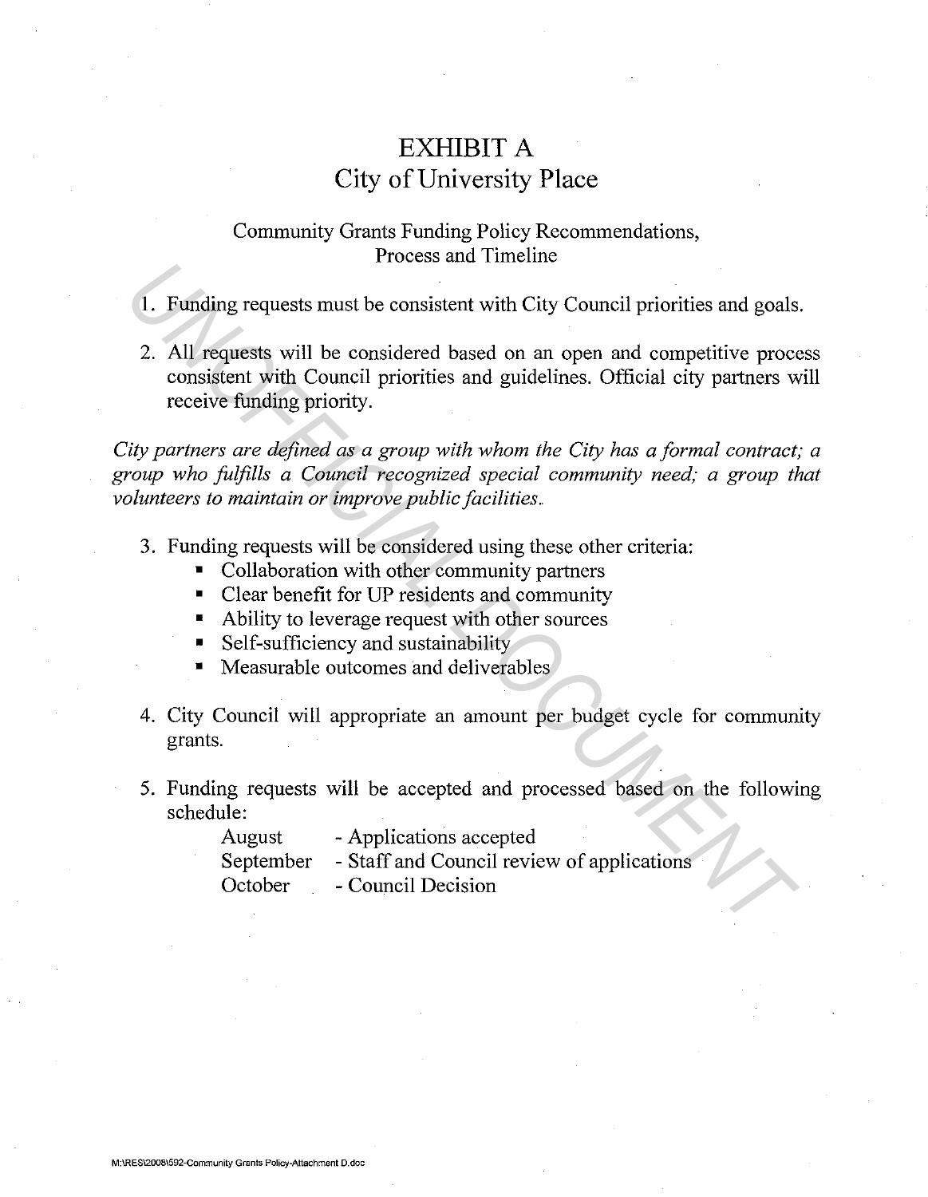# EXHIBIT A
## City of University Place

### Community Grants Funding Policy Recommendations, Process and Timeline

1. Funding requests must be consistent with City Council priorities and goals.

2. All requests will be considered based on an open and competitive process consistent with Council priorities and guidelines. Official city partners will receive funding priority.

*City partners are defined as a group with whom the City has a formal contract; a group who fulfills a Council recognized special community need; a group that volunteers to maintain or improve public facilities.*

3. Funding requests will be considered using these other criteria:
   - Collaboration with other community partners
   - Clear benefit for UP residents and community
   - Ability to leverage request with other sources
   - Self-sufficiency and sustainability
   - Measurable outcomes and deliverables

4. City Council will appropriate an amount per budget cycle for community grants.

5. Funding requests will be accepted and processed based on the following schedule:

| | |
|---|---|
| August | - Applications accepted |
| September | - Staff and Council review of applications |
| October | - Council Decision |

M:\RES\2008\592-Community Grants Policy-Attachment D.doc